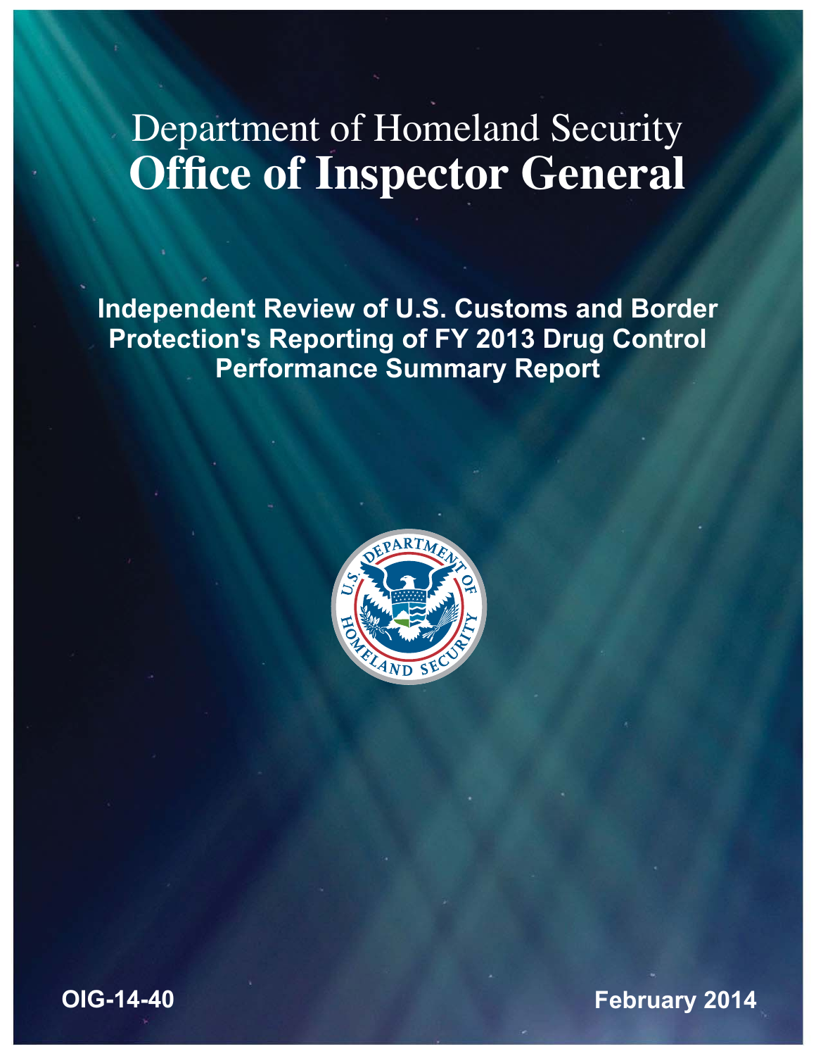# Department of Homeland Security
# Office of Inspector General

## Independent Review of U.S. Customs and Border Protection's Reporting of FY 2013 Drug Control Performance Summary Report

OIG-14-40

February 2014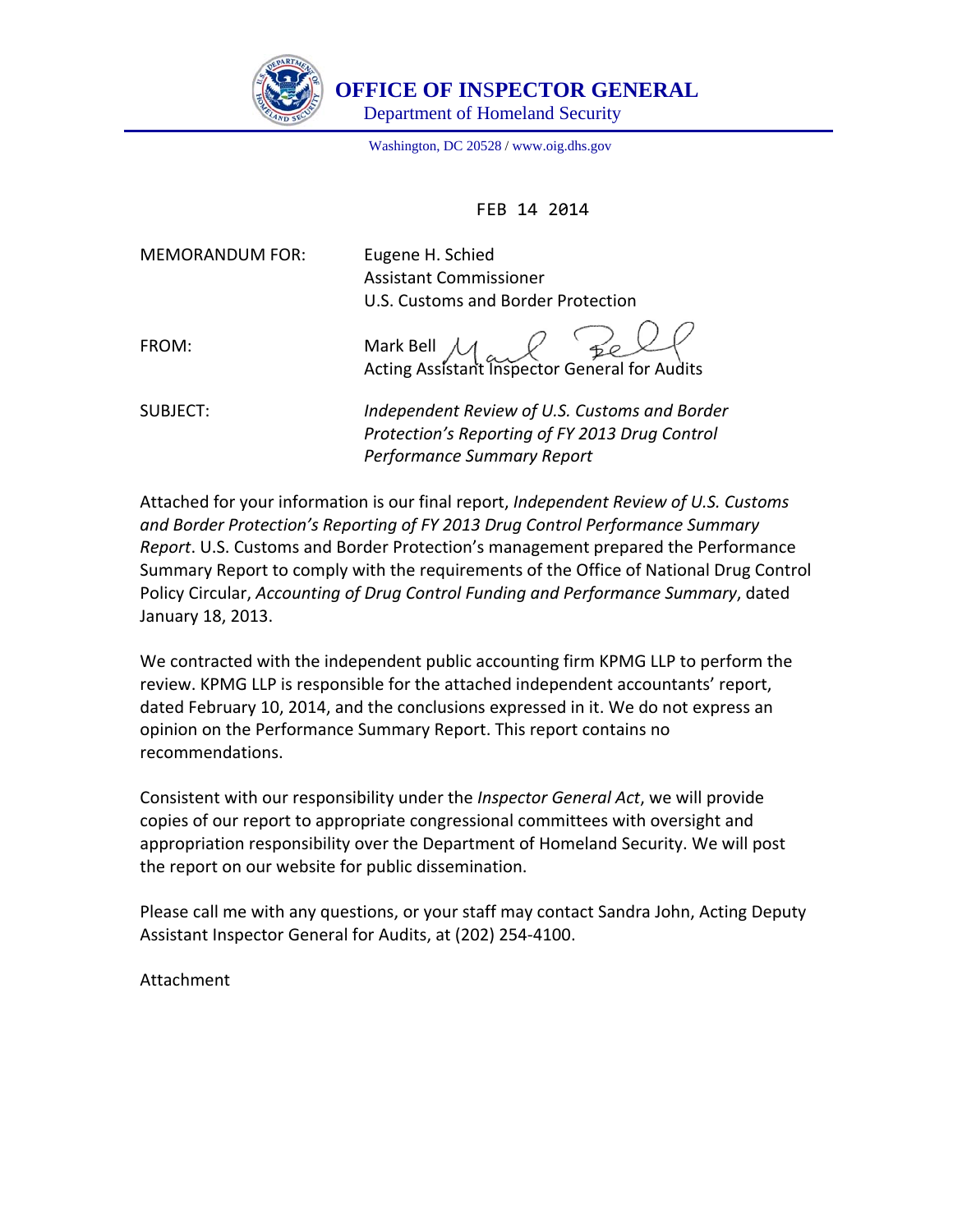**OFFICE OF INSPECTOR GENERAL**
Department of Homeland Security

Washington, DC 20528 / www.oig.dhs.gov

FEB 14 2014

MEMORANDUM FOR: Eugene H. Schied
Assistant Commissioner
U.S. Customs and Border Protection

FROM: Mark Bell
Acting Assistant Inspector General for Audits

SUBJECT: *Independent Review of U.S. Customs and Border Protection's Reporting of FY 2013 Drug Control Performance Summary Report*

Attached for your information is our final report, *Independent Review of U.S. Customs and Border Protection's Reporting of FY 2013 Drug Control Performance Summary Report*. U.S. Customs and Border Protection's management prepared the Performance Summary Report to comply with the requirements of the Office of National Drug Control Policy Circular, *Accounting of Drug Control Funding and Performance Summary*, dated January 18, 2013.

We contracted with the independent public accounting firm KPMG LLP to perform the review. KPMG LLP is responsible for the attached independent accountants' report, dated February 10, 2014, and the conclusions expressed in it. We do not express an opinion on the Performance Summary Report. This report contains no recommendations.

Consistent with our responsibility under the *Inspector General Act*, we will provide copies of our report to appropriate congressional committees with oversight and appropriation responsibility over the Department of Homeland Security. We will post the report on our website for public dissemination.

Please call me with any questions, or your staff may contact Sandra John, Acting Deputy Assistant Inspector General for Audits, at (202) 254-4100.

Attachment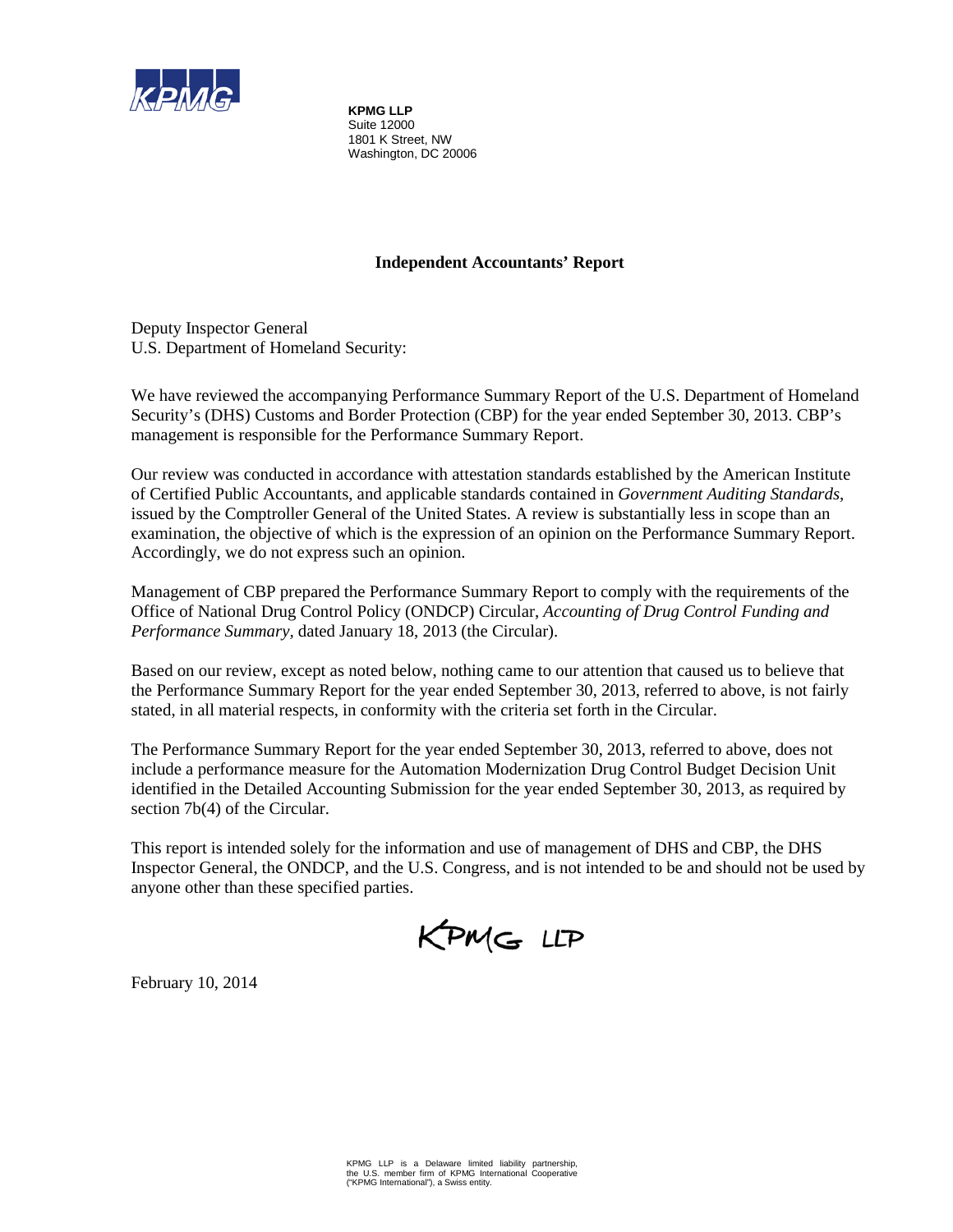**KPMG LLP**
Suite 12000
1801 K Street, NW
Washington, DC 20006

## Independent Accountants' Report

Deputy Inspector General
U.S. Department of Homeland Security:

We have reviewed the accompanying Performance Summary Report of the U.S. Department of Homeland Security's (DHS) Customs and Border Protection (CBP) for the year ended September 30, 2013. CBP's management is responsible for the Performance Summary Report.

Our review was conducted in accordance with attestation standards established by the American Institute of Certified Public Accountants, and applicable standards contained in *Government Auditing Standards,* issued by the Comptroller General of the United States. A review is substantially less in scope than an examination, the objective of which is the expression of an opinion on the Performance Summary Report. Accordingly, we do not express such an opinion.

Management of CBP prepared the Performance Summary Report to comply with the requirements of the Office of National Drug Control Policy (ONDCP) Circular, *Accounting of Drug Control Funding and Performance Summary,* dated January 18, 2013 (the Circular).

Based on our review, except as noted below, nothing came to our attention that caused us to believe that the Performance Summary Report for the year ended September 30, 2013, referred to above, is not fairly stated, in all material respects, in conformity with the criteria set forth in the Circular.

The Performance Summary Report for the year ended September 30, 2013, referred to above, does not include a performance measure for the Automation Modernization Drug Control Budget Decision Unit identified in the Detailed Accounting Submission for the year ended September 30, 2013, as required by section 7b(4) of the Circular.

This report is intended solely for the information and use of management of DHS and CBP, the DHS Inspector General, the ONDCP, and the U.S. Congress, and is not intended to be and should not be used by anyone other than these specified parties.

KPMG LLP

February 10, 2014

KPMG LLP is a Delaware limited liability partnership, the U.S. member firm of KPMG International Cooperative ("KPMG International"), a Swiss entity.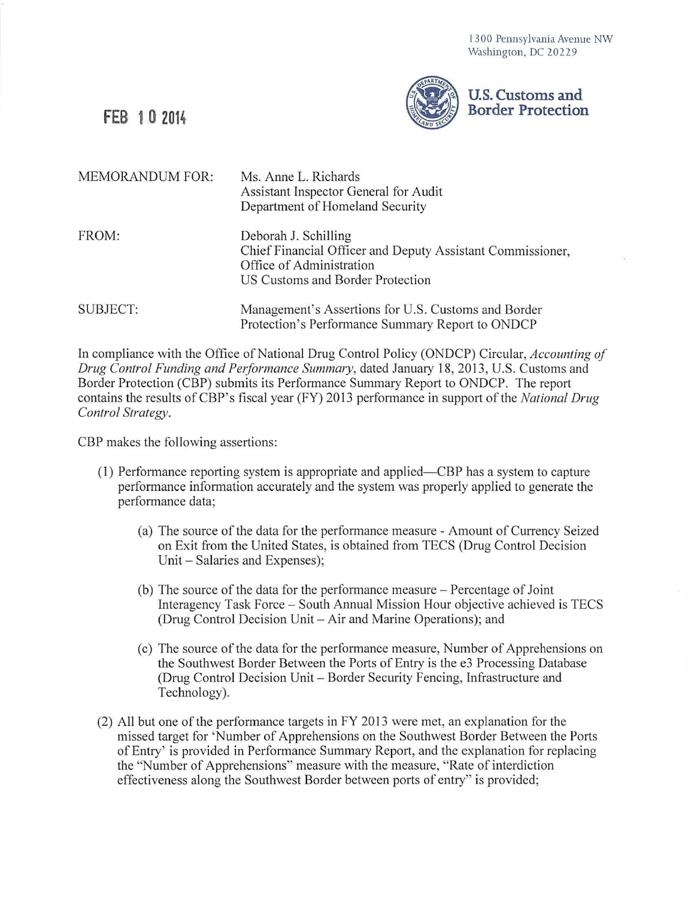1300 Pennsylvania Avenue NW
Washington, DC 20229

**U.S. Customs and Border Protection**

FEB 10 2014

MEMORANDUM FOR: Ms. Anne L. Richards
Assistant Inspector General for Audit
Department of Homeland Security

FROM: Deborah J. Schilling
Chief Financial Officer and Deputy Assistant Commissioner,
Office of Administration
US Customs and Border Protection

SUBJECT: Management's Assertions for U.S. Customs and Border Protection's Performance Summary Report to ONDCP

In compliance with the Office of National Drug Control Policy (ONDCP) Circular, *Accounting of Drug Control Funding and Performance Summary*, dated January 18, 2013, U.S. Customs and Border Protection (CBP) submits its Performance Summary Report to ONDCP. The report contains the results of CBP's fiscal year (FY) 2013 performance in support of the *National Drug Control Strategy*.

CBP makes the following assertions:

(1) Performance reporting system is appropriate and applied—CBP has a system to capture performance information accurately and the system was properly applied to generate the performance data;

  (a) The source of the data for the performance measure - Amount of Currency Seized on Exit from the United States, is obtained from TECS (Drug Control Decision Unit – Salaries and Expenses);

  (b) The source of the data for the performance measure – Percentage of Joint Interagency Task Force – South Annual Mission Hour objective achieved is TECS (Drug Control Decision Unit – Air and Marine Operations); and

  (c) The source of the data for the performance measure, Number of Apprehensions on the Southwest Border Between the Ports of Entry is the e3 Processing Database (Drug Control Decision Unit – Border Security Fencing, Infrastructure and Technology).

(2) All but one of the performance targets in FY 2013 were met, an explanation for the missed target for 'Number of Apprehensions on the Southwest Border Between the Ports of Entry' is provided in Performance Summary Report, and the explanation for replacing the "Number of Apprehensions" measure with the measure, "Rate of interdiction effectiveness along the Southwest Border between ports of entry" is provided;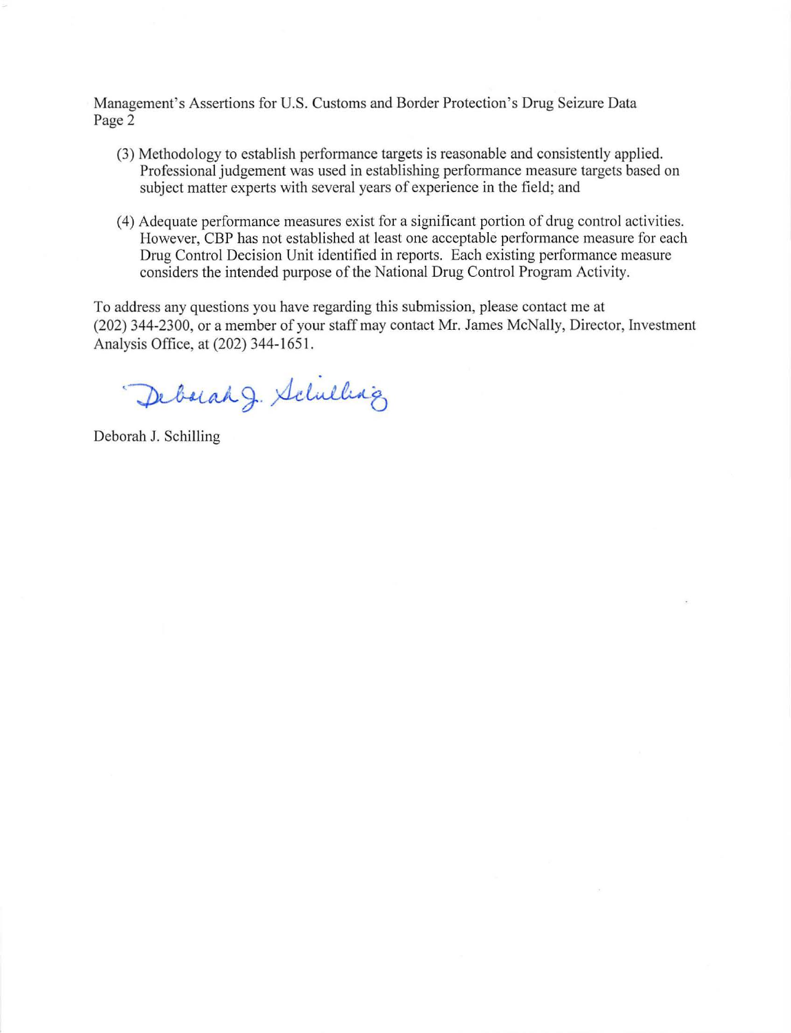(3) Methodology to establish performance targets is reasonable and consistently applied. Professional judgement was used in establishing performance measure targets based on subject matter experts with several years of experience in the field; and

(4) Adequate performance measures exist for a significant portion of drug control activities. However, CBP has not established at least one acceptable performance measure for each Drug Control Decision Unit identified in reports. Each existing performance measure considers the intended purpose of the National Drug Control Program Activity.

To address any questions you have regarding this submission, please contact me at (202) 344-2300, or a member of your staff may contact Mr. James McNally, Director, Investment Analysis Office, at (202) 344-1651.

Deborah J. Schilling

Deborah J. Schilling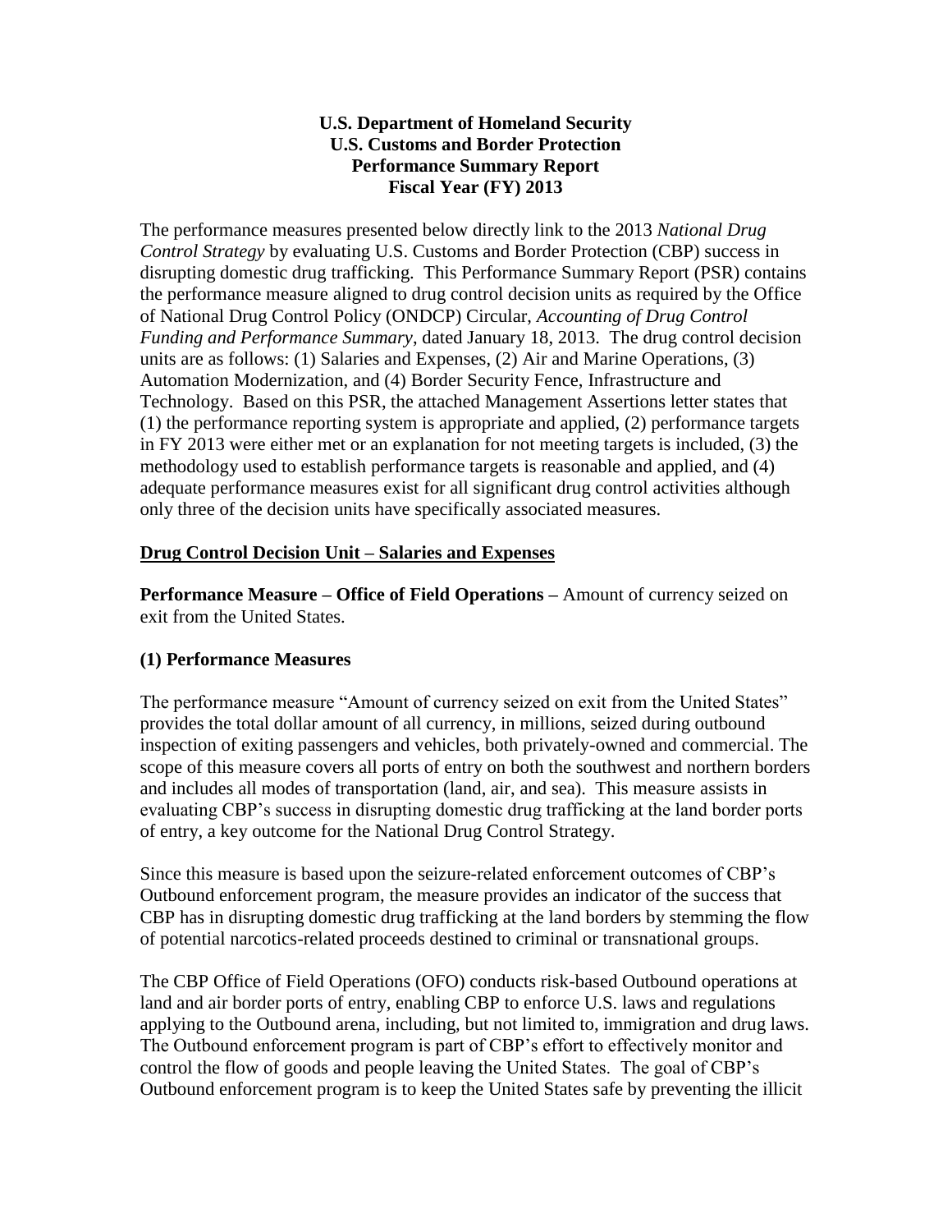**U.S. Department of Homeland Security**
**U.S. Customs and Border Protection**
**Performance Summary Report**
**Fiscal Year (FY) 2013**

The performance measures presented below directly link to the 2013 *National Drug Control Strategy* by evaluating U.S. Customs and Border Protection (CBP) success in disrupting domestic drug trafficking. This Performance Summary Report (PSR) contains the performance measure aligned to drug control decision units as required by the Office of National Drug Control Policy (ONDCP) Circular, *Accounting of Drug Control Funding and Performance Summary*, dated January 18, 2013. The drug control decision units are as follows: (1) Salaries and Expenses, (2) Air and Marine Operations, (3) Automation Modernization, and (4) Border Security Fence, Infrastructure and Technology. Based on this PSR, the attached Management Assertions letter states that (1) the performance reporting system is appropriate and applied, (2) performance targets in FY 2013 were either met or an explanation for not meeting targets is included, (3) the methodology used to establish performance targets is reasonable and applied, and (4) adequate performance measures exist for all significant drug control activities although only three of the decision units have specifically associated measures.

## Drug Control Decision Unit – Salaries and Expenses

**Performance Measure – Office of Field Operations –** Amount of currency seized on exit from the United States.

### (1) Performance Measures

The performance measure "Amount of currency seized on exit from the United States" provides the total dollar amount of all currency, in millions, seized during outbound inspection of exiting passengers and vehicles, both privately-owned and commercial. The scope of this measure covers all ports of entry on both the southwest and northern borders and includes all modes of transportation (land, air, and sea). This measure assists in evaluating CBP's success in disrupting domestic drug trafficking at the land border ports of entry, a key outcome for the National Drug Control Strategy.

Since this measure is based upon the seizure-related enforcement outcomes of CBP's Outbound enforcement program, the measure provides an indicator of the success that CBP has in disrupting domestic drug trafficking at the land borders by stemming the flow of potential narcotics-related proceeds destined to criminal or transnational groups.

The CBP Office of Field Operations (OFO) conducts risk-based Outbound operations at land and air border ports of entry, enabling CBP to enforce U.S. laws and regulations applying to the Outbound arena, including, but not limited to, immigration and drug laws. The Outbound enforcement program is part of CBP's effort to effectively monitor and control the flow of goods and people leaving the United States. The goal of CBP's Outbound enforcement program is to keep the United States safe by preventing the illicit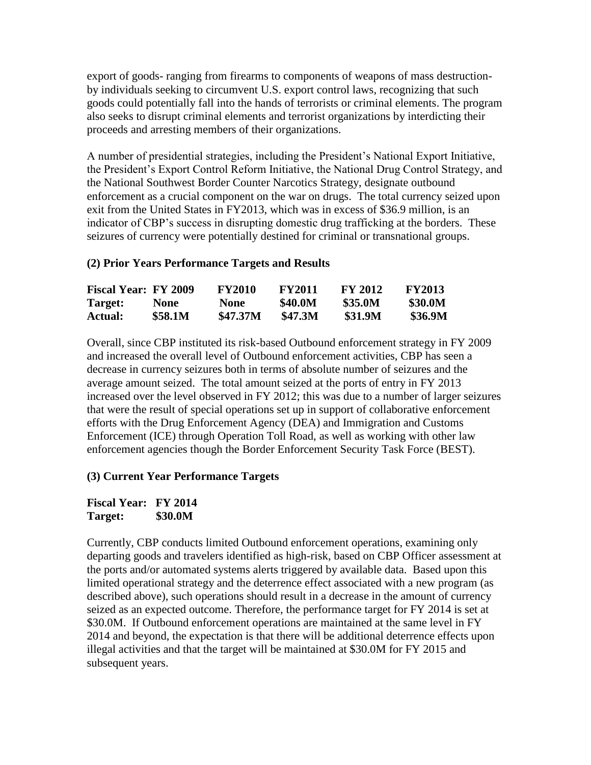export of goods- ranging from firearms to components of weapons of mass destruction- by individuals seeking to circumvent U.S. export control laws, recognizing that such goods could potentially fall into the hands of terrorists or criminal elements. The program also seeks to disrupt criminal elements and terrorist organizations by interdicting their proceeds and arresting members of their organizations.

A number of presidential strategies, including the President's National Export Initiative, the President's Export Control Reform Initiative, the National Drug Control Strategy, and the National Southwest Border Counter Narcotics Strategy, designate outbound enforcement as a crucial component on the war on drugs. The total currency seized upon exit from the United States in FY2013, which was in excess of $36.9 million, is an indicator of CBP's success in disrupting domestic drug trafficking at the borders. These seizures of currency were potentially destined for criminal or transnational groups.

**(2) Prior Years Performance Targets and Results**

| **Fiscal Year:** | **FY 2009** | **FY2010** | **FY2011** | **FY 2012** | **FY2013** |
|---|---|---|---|---|---|
| **Target:** | **None** | **None** | **$40.0M** | **$35.0M** | **$30.0M** |
| **Actual:** | **$58.1M** | **$47.37M** | **$47.3M** | **$31.9M** | **$36.9M** |

Overall, since CBP instituted its risk-based Outbound enforcement strategy in FY 2009 and increased the overall level of Outbound enforcement activities, CBP has seen a decrease in currency seizures both in terms of absolute number of seizures and the average amount seized. The total amount seized at the ports of entry in FY 2013 increased over the level observed in FY 2012; this was due to a number of larger seizures that were the result of special operations set up in support of collaborative enforcement efforts with the Drug Enforcement Agency (DEA) and Immigration and Customs Enforcement (ICE) through Operation Toll Road, as well as working with other law enforcement agencies though the Border Enforcement Security Task Force (BEST).

**(3) Current Year Performance Targets**

| **Fiscal Year:** | **FY 2014** |
|---|---|
| **Target:** | **$30.0M** |

Currently, CBP conducts limited Outbound enforcement operations, examining only departing goods and travelers identified as high-risk, based on CBP Officer assessment at the ports and/or automated systems alerts triggered by available data. Based upon this limited operational strategy and the deterrence effect associated with a new program (as described above), such operations should result in a decrease in the amount of currency seized as an expected outcome. Therefore, the performance target for FY 2014 is set at $30.0M. If Outbound enforcement operations are maintained at the same level in FY 2014 and beyond, the expectation is that there will be additional deterrence effects upon illegal activities and that the target will be maintained at $30.0M for FY 2015 and subsequent years.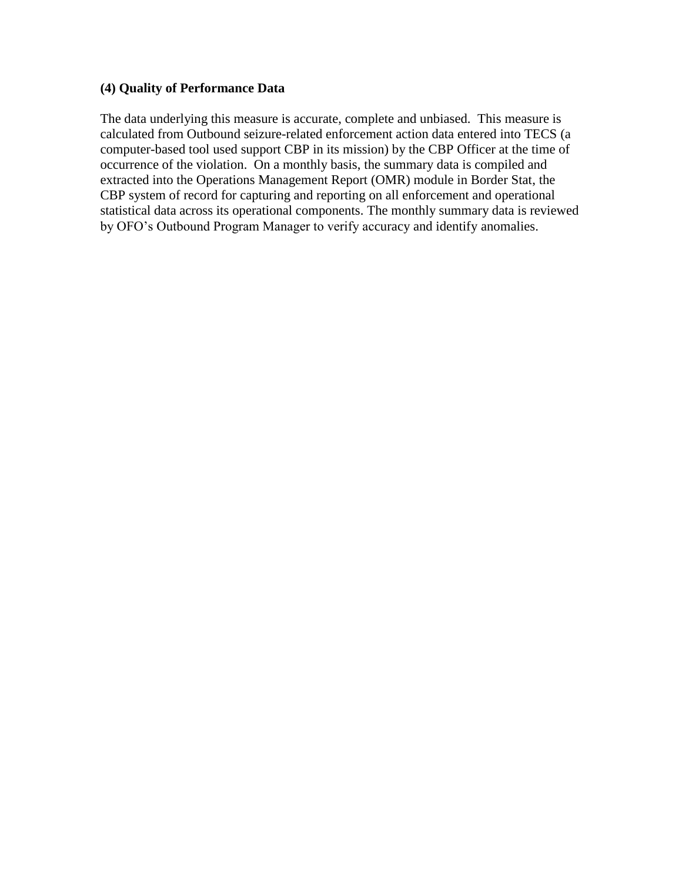**(4) Quality of Performance Data**

The data underlying this measure is accurate, complete and unbiased. This measure is calculated from Outbound seizure-related enforcement action data entered into TECS (a computer-based tool used support CBP in its mission) by the CBP Officer at the time of occurrence of the violation. On a monthly basis, the summary data is compiled and extracted into the Operations Management Report (OMR) module in Border Stat, the CBP system of record for capturing and reporting on all enforcement and operational statistical data across its operational components. The monthly summary data is reviewed by OFO's Outbound Program Manager to verify accuracy and identify anomalies.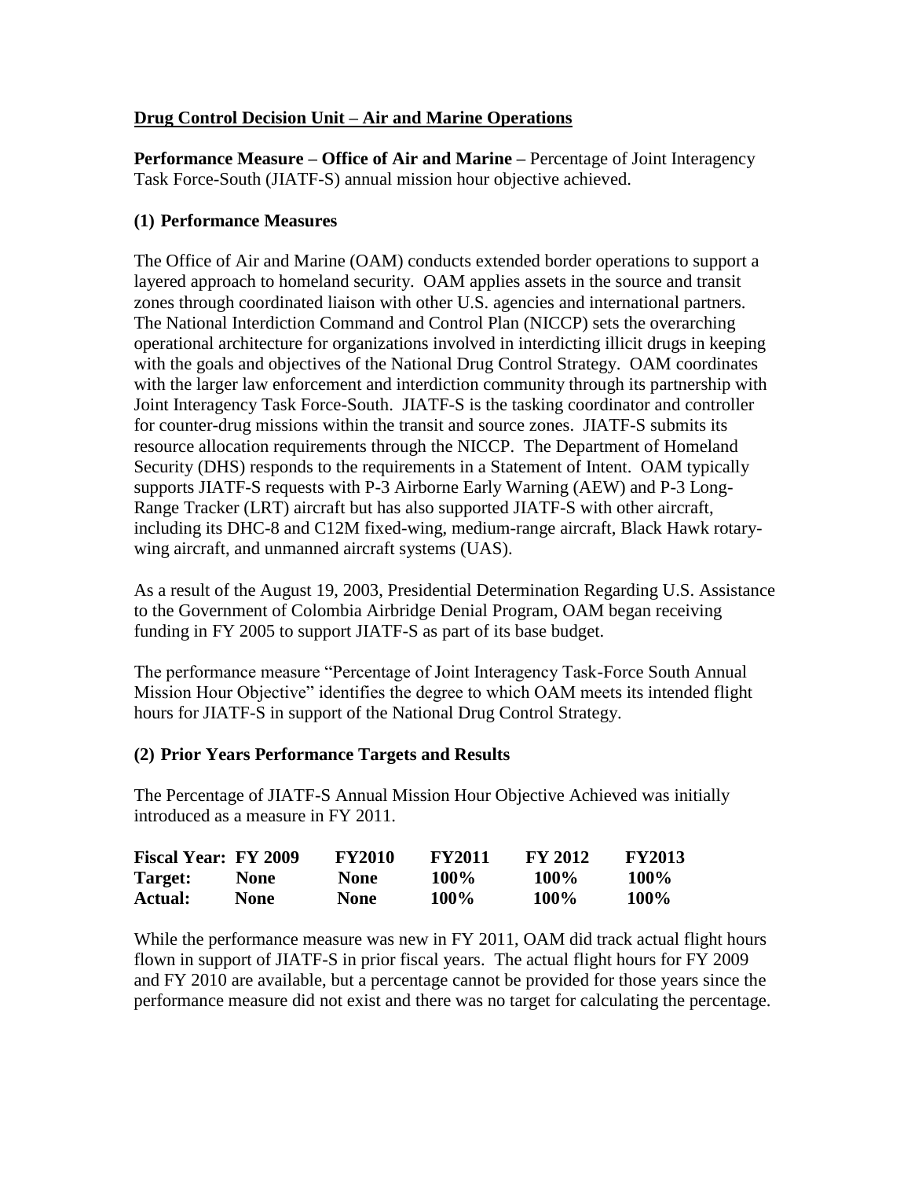**Drug Control Decision Unit – Air and Marine Operations**

**Performance Measure – Office of Air and Marine –** Percentage of Joint Interagency Task Force-South (JIATF-S) annual mission hour objective achieved.

**(1) Performance Measures**

The Office of Air and Marine (OAM) conducts extended border operations to support a layered approach to homeland security. OAM applies assets in the source and transit zones through coordinated liaison with other U.S. agencies and international partners. The National Interdiction Command and Control Plan (NICCP) sets the overarching operational architecture for organizations involved in interdicting illicit drugs in keeping with the goals and objectives of the National Drug Control Strategy. OAM coordinates with the larger law enforcement and interdiction community through its partnership with Joint Interagency Task Force-South. JIATF-S is the tasking coordinator and controller for counter-drug missions within the transit and source zones. JIATF-S submits its resource allocation requirements through the NICCP. The Department of Homeland Security (DHS) responds to the requirements in a Statement of Intent. OAM typically supports JIATF-S requests with P-3 Airborne Early Warning (AEW) and P-3 Long-Range Tracker (LRT) aircraft but has also supported JIATF-S with other aircraft, including its DHC-8 and C12M fixed-wing, medium-range aircraft, Black Hawk rotary-wing aircraft, and unmanned aircraft systems (UAS).

As a result of the August 19, 2003, Presidential Determination Regarding U.S. Assistance to the Government of Colombia Airbridge Denial Program, OAM began receiving funding in FY 2005 to support JIATF-S as part of its base budget.

The performance measure "Percentage of Joint Interagency Task-Force South Annual Mission Hour Objective" identifies the degree to which OAM meets its intended flight hours for JIATF-S in support of the National Drug Control Strategy.

**(2) Prior Years Performance Targets and Results**

The Percentage of JIATF-S Annual Mission Hour Objective Achieved was initially introduced as a measure in FY 2011.

| Fiscal Year: | FY 2009 | FY2010 | FY2011 | FY 2012 | FY2013 |
|---|---|---|---|---|---|
| Target: | None | None | 100% | 100% | 100% |
| Actual: | None | None | 100% | 100% | 100% |

While the performance measure was new in FY 2011, OAM did track actual flight hours flown in support of JIATF-S in prior fiscal years. The actual flight hours for FY 2009 and FY 2010 are available, but a percentage cannot be provided for those years since the performance measure did not exist and there was no target for calculating the percentage.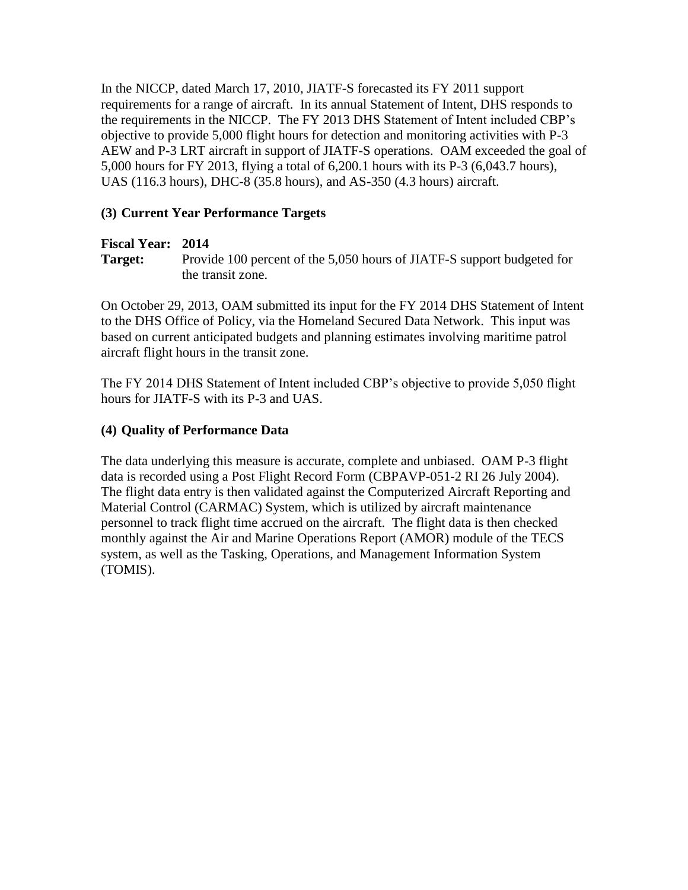In the NICCP, dated March 17, 2010, JIATF-S forecasted its FY 2011 support requirements for a range of aircraft. In its annual Statement of Intent, DHS responds to the requirements in the NICCP. The FY 2013 DHS Statement of Intent included CBP's objective to provide 5,000 flight hours for detection and monitoring activities with P-3 AEW and P-3 LRT aircraft in support of JIATF-S operations. OAM exceeded the goal of 5,000 hours for FY 2013, flying a total of 6,200.1 hours with its P-3 (6,043.7 hours), UAS (116.3 hours), DHC-8 (35.8 hours), and AS-350 (4.3 hours) aircraft.

### (3) Current Year Performance Targets

**Fiscal Year: 2014**
**Target:** Provide 100 percent of the 5,050 hours of JIATF-S support budgeted for the transit zone.

On October 29, 2013, OAM submitted its input for the FY 2014 DHS Statement of Intent to the DHS Office of Policy, via the Homeland Secured Data Network. This input was based on current anticipated budgets and planning estimates involving maritime patrol aircraft flight hours in the transit zone.

The FY 2014 DHS Statement of Intent included CBP's objective to provide 5,050 flight hours for JIATF-S with its P-3 and UAS.

### (4) Quality of Performance Data

The data underlying this measure is accurate, complete and unbiased. OAM P-3 flight data is recorded using a Post Flight Record Form (CBPAVP-051-2 RI 26 July 2004). The flight data entry is then validated against the Computerized Aircraft Reporting and Material Control (CARMAC) System, which is utilized by aircraft maintenance personnel to track flight time accrued on the aircraft. The flight data is then checked monthly against the Air and Marine Operations Report (AMOR) module of the TECS system, as well as the Tasking, Operations, and Management Information System (TOMIS).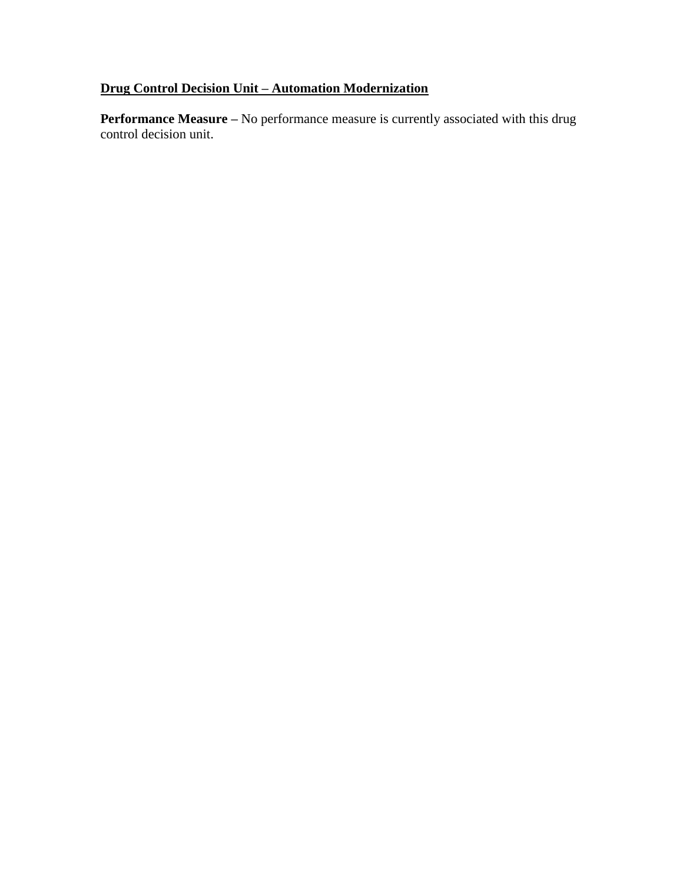**<u>Drug Control Decision Unit – Automation Modernization</u>**

**Performance Measure –** No performance measure is currently associated with this drug control decision unit.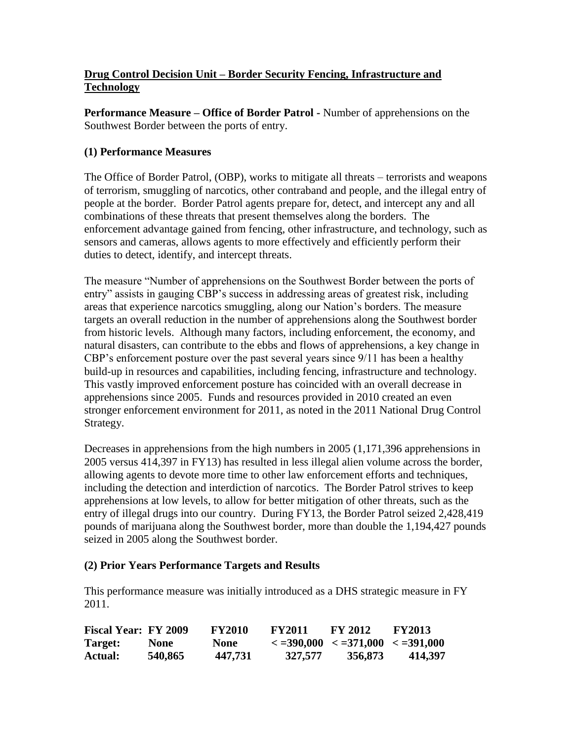**Drug Control Decision Unit – Border Security Fencing, Infrastructure and Technology**

**Performance Measure – Office of Border Patrol -** Number of apprehensions on the Southwest Border between the ports of entry.

**(1) Performance Measures**

The Office of Border Patrol, (OBP), works to mitigate all threats – terrorists and weapons of terrorism, smuggling of narcotics, other contraband and people, and the illegal entry of people at the border. Border Patrol agents prepare for, detect, and intercept any and all combinations of these threats that present themselves along the borders. The enforcement advantage gained from fencing, other infrastructure, and technology, such as sensors and cameras, allows agents to more effectively and efficiently perform their duties to detect, identify, and intercept threats.

The measure "Number of apprehensions on the Southwest Border between the ports of entry" assists in gauging CBP's success in addressing areas of greatest risk, including areas that experience narcotics smuggling, along our Nation's borders. The measure targets an overall reduction in the number of apprehensions along the Southwest border from historic levels. Although many factors, including enforcement, the economy, and natural disasters, can contribute to the ebbs and flows of apprehensions, a key change in CBP's enforcement posture over the past several years since 9/11 has been a healthy build-up in resources and capabilities, including fencing, infrastructure and technology. This vastly improved enforcement posture has coincided with an overall decrease in apprehensions since 2005. Funds and resources provided in 2010 created an even stronger enforcement environment for 2011, as noted in the 2011 National Drug Control Strategy.

Decreases in apprehensions from the high numbers in 2005 (1,171,396 apprehensions in 2005 versus 414,397 in FY13) has resulted in less illegal alien volume across the border, allowing agents to devote more time to other law enforcement efforts and techniques, including the detection and interdiction of narcotics. The Border Patrol strives to keep apprehensions at low levels, to allow for better mitigation of other threats, such as the entry of illegal drugs into our country. During FY13, the Border Patrol seized 2,428,419 pounds of marijuana along the Southwest border, more than double the 1,194,427 pounds seized in 2005 along the Southwest border.

**(2) Prior Years Performance Targets and Results**

This performance measure was initially introduced as a DHS strategic measure in FY 2011.

| **Fiscal Year:** | **FY 2009** | **FY2010** | **FY2011** | **FY 2012** | **FY2013** |
|---|---|---|---|---|---|
| **Target:** | **None** | **None** | **< =390,000** | **< =371,000** | **< =391,000** |
| **Actual:** | **540,865** | **447,731** | **327,577** | **356,873** | **414,397** |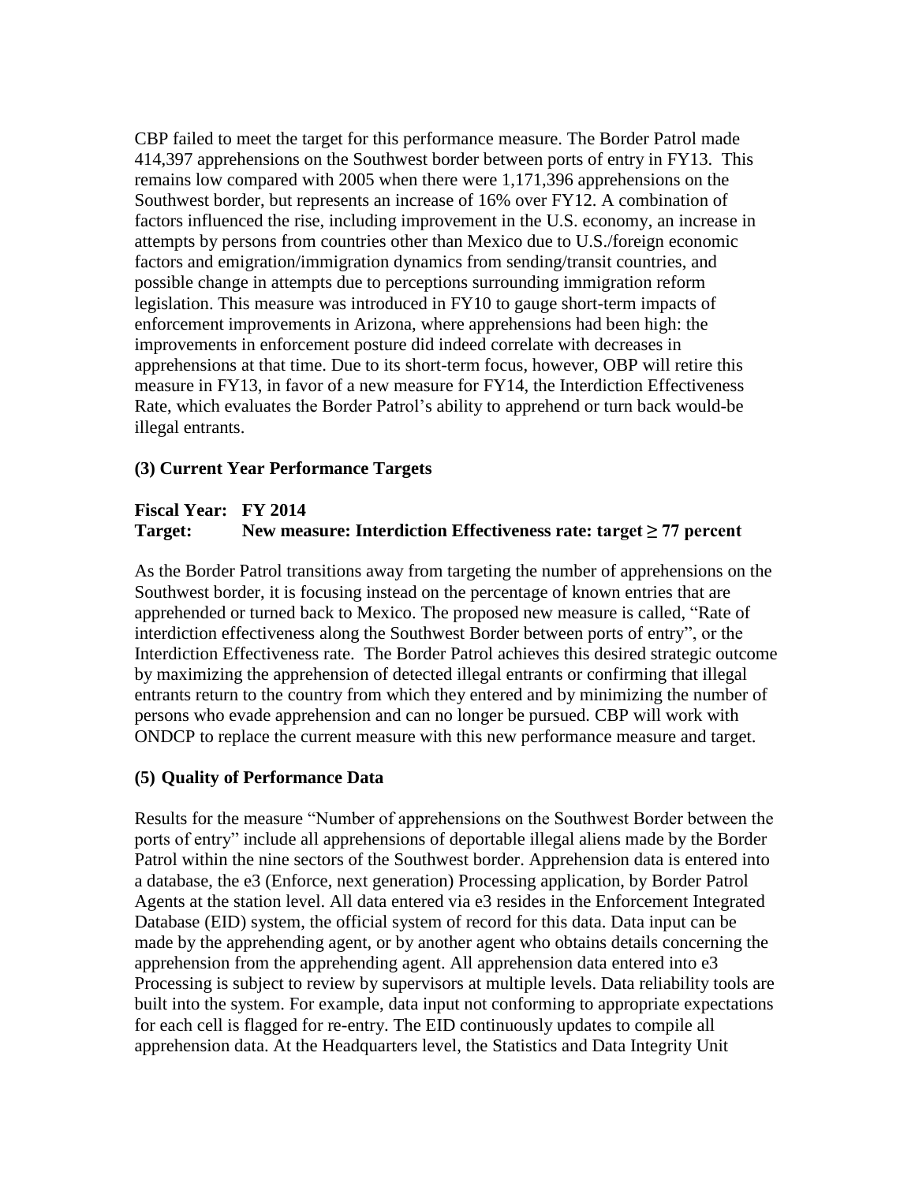CBP failed to meet the target for this performance measure. The Border Patrol made 414,397 apprehensions on the Southwest border between ports of entry in FY13. This remains low compared with 2005 when there were 1,171,396 apprehensions on the Southwest border, but represents an increase of 16% over FY12. A combination of factors influenced the rise, including improvement in the U.S. economy, an increase in attempts by persons from countries other than Mexico due to U.S./foreign economic factors and emigration/immigration dynamics from sending/transit countries, and possible change in attempts due to perceptions surrounding immigration reform legislation. This measure was introduced in FY10 to gauge short-term impacts of enforcement improvements in Arizona, where apprehensions had been high: the improvements in enforcement posture did indeed correlate with decreases in apprehensions at that time. Due to its short-term focus, however, OBP will retire this measure in FY13, in favor of a new measure for FY14, the Interdiction Effectiveness Rate, which evaluates the Border Patrol's ability to apprehend or turn back would-be illegal entrants.

### (3) Current Year Performance Targets

**Fiscal Year: FY 2014**
**Target: New measure: Interdiction Effectiveness rate: target ≥ 77 percent**

As the Border Patrol transitions away from targeting the number of apprehensions on the Southwest border, it is focusing instead on the percentage of known entries that are apprehended or turned back to Mexico. The proposed new measure is called, "Rate of interdiction effectiveness along the Southwest Border between ports of entry", or the Interdiction Effectiveness rate. The Border Patrol achieves this desired strategic outcome by maximizing the apprehension of detected illegal entrants or confirming that illegal entrants return to the country from which they entered and by minimizing the number of persons who evade apprehension and can no longer be pursued. CBP will work with ONDCP to replace the current measure with this new performance measure and target.

### (5) Quality of Performance Data

Results for the measure "Number of apprehensions on the Southwest Border between the ports of entry" include all apprehensions of deportable illegal aliens made by the Border Patrol within the nine sectors of the Southwest border. Apprehension data is entered into a database, the e3 (Enforce, next generation) Processing application, by Border Patrol Agents at the station level. All data entered via e3 resides in the Enforcement Integrated Database (EID) system, the official system of record for this data. Data input can be made by the apprehending agent, or by another agent who obtains details concerning the apprehension from the apprehending agent. All apprehension data entered into e3 Processing is subject to review by supervisors at multiple levels. Data reliability tools are built into the system. For example, data input not conforming to appropriate expectations for each cell is flagged for re-entry. The EID continuously updates to compile all apprehension data. At the Headquarters level, the Statistics and Data Integrity Unit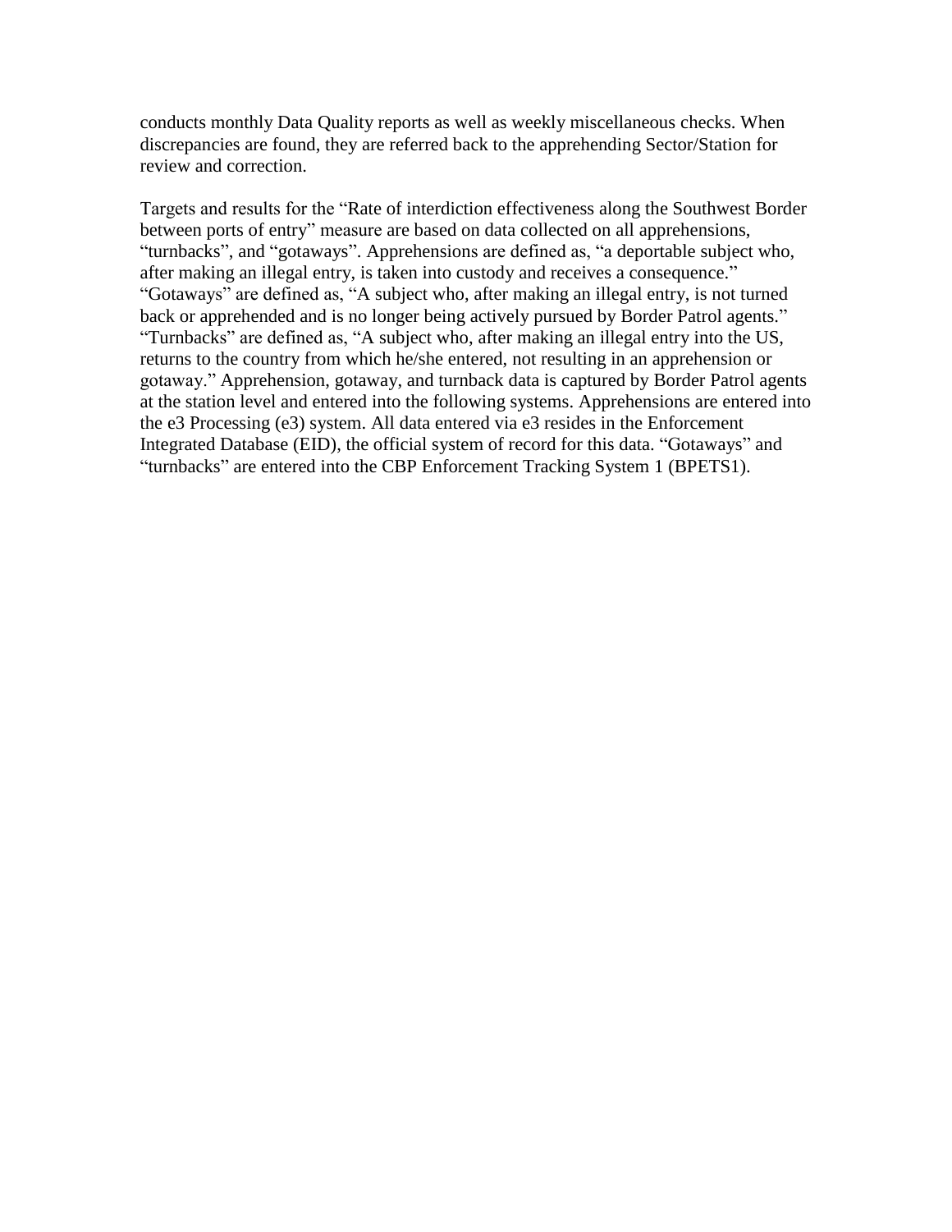conducts monthly Data Quality reports as well as weekly miscellaneous checks. When discrepancies are found, they are referred back to the apprehending Sector/Station for review and correction.

Targets and results for the "Rate of interdiction effectiveness along the Southwest Border between ports of entry" measure are based on data collected on all apprehensions, "turnbacks", and "gotaways". Apprehensions are defined as, "a deportable subject who, after making an illegal entry, is taken into custody and receives a consequence." "Gotaways" are defined as, "A subject who, after making an illegal entry, is not turned back or apprehended and is no longer being actively pursued by Border Patrol agents." "Turnbacks" are defined as, "A subject who, after making an illegal entry into the US, returns to the country from which he/she entered, not resulting in an apprehension or gotaway." Apprehension, gotaway, and turnback data is captured by Border Patrol agents at the station level and entered into the following systems. Apprehensions are entered into the e3 Processing (e3) system. All data entered via e3 resides in the Enforcement Integrated Database (EID), the official system of record for this data. "Gotaways" and "turnbacks" are entered into the CBP Enforcement Tracking System 1 (BPETS1).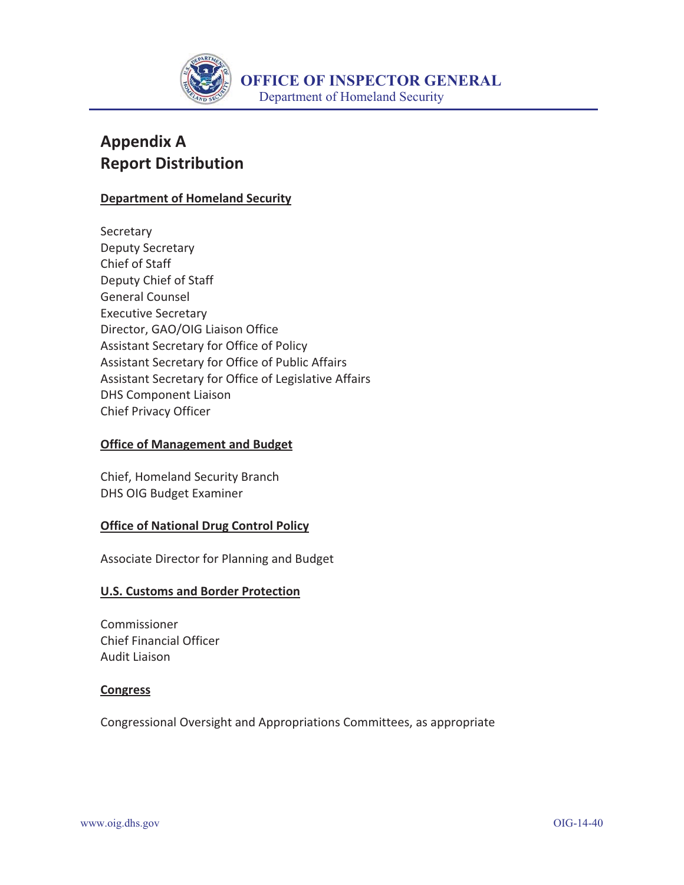# Appendix A
# Report Distribution

## Department of Homeland Security

Secretary
Deputy Secretary
Chief of Staff
Deputy Chief of Staff
General Counsel
Executive Secretary
Director, GAO/OIG Liaison Office
Assistant Secretary for Office of Policy
Assistant Secretary for Office of Public Affairs
Assistant Secretary for Office of Legislative Affairs
DHS Component Liaison
Chief Privacy Officer

## Office of Management and Budget

Chief, Homeland Security Branch
DHS OIG Budget Examiner

## Office of National Drug Control Policy

Associate Director for Planning and Budget

## U.S. Customs and Border Protection

Commissioner
Chief Financial Officer
Audit Liaison

## Congress

Congressional Oversight and Appropriations Committees, as appropriate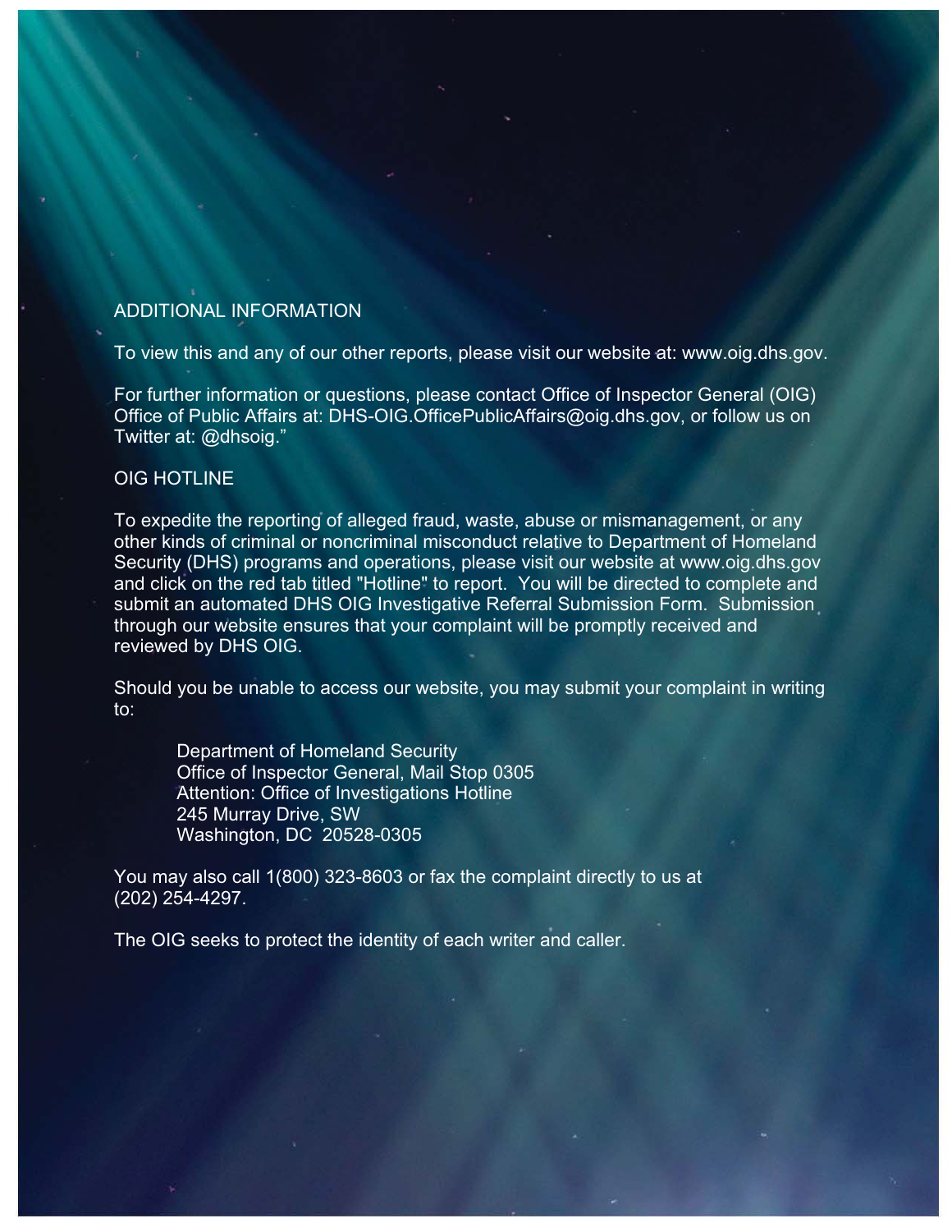## ADDITIONAL INFORMATION

To view this and any of our other reports, please visit our website at: www.oig.dhs.gov.

For further information or questions, please contact Office of Inspector General (OIG) Office of Public Affairs at: DHS-OIG.OfficePublicAffairs@oig.dhs.gov, or follow us on Twitter at: @dhsoig."

## OIG HOTLINE

To expedite the reporting of alleged fraud, waste, abuse or mismanagement, or any other kinds of criminal or noncriminal misconduct relative to Department of Homeland Security (DHS) programs and operations, please visit our website at www.oig.dhs.gov and click on the red tab titled "Hotline" to report. You will be directed to complete and submit an automated DHS OIG Investigative Referral Submission Form. Submission through our website ensures that your complaint will be promptly received and reviewed by DHS OIG.

Should you be unable to access our website, you may submit your complaint in writing to:

Department of Homeland Security
Office of Inspector General, Mail Stop 0305
Attention: Office of Investigations Hotline
245 Murray Drive, SW
Washington, DC 20528-0305

You may also call 1(800) 323-8603 or fax the complaint directly to us at (202) 254-4297.

The OIG seeks to protect the identity of each writer and caller.